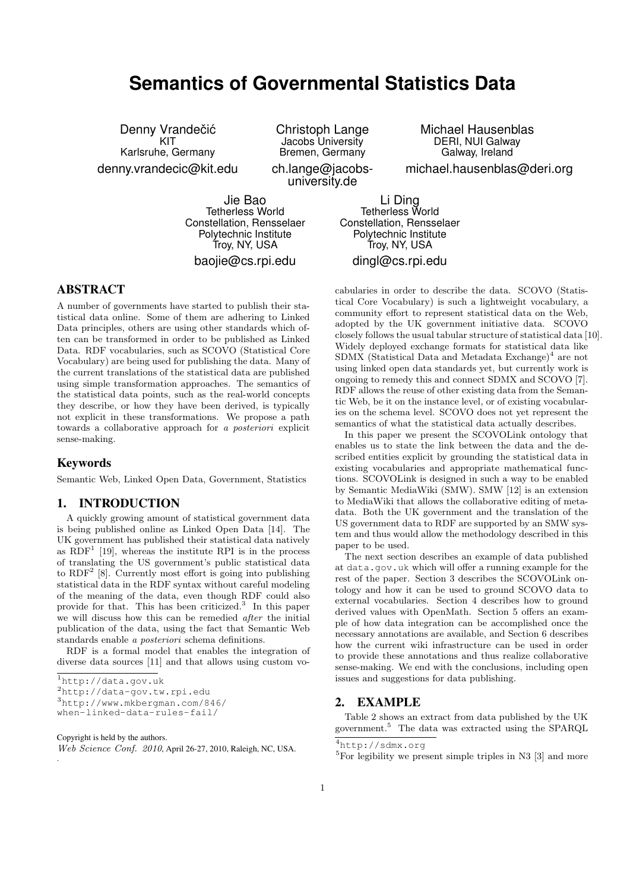# Semantics of Governmental Statistics Data

Denny Vrandečić
KIT
Karlsruhe, Germany
denny.vrandecic@kit.edu

Christoph Lange
Jacobs University
Bremen, Germany
ch.lange@jacobs-university.de

Michael Hausenblas
DERI, NUI Galway
Galway, Ireland
michael.hausenblas@deri.org

Jie Bao
Tetherless World Constellation, Rensselaer Polytechnic Institute
Troy, NY, USA
baojie@cs.rpi.edu

Li Ding
Tetherless World Constellation, Rensselaer Polytechnic Institute
Troy, NY, USA
dingl@cs.rpi.edu

## ABSTRACT

A number of governments have started to publish their statistical data online. Some of them are adhering to Linked Data principles, others are using other standards which often can be transformed in order to be published as Linked Data. RDF vocabularies, such as SCOVO (Statistical Core Vocabulary) are being used for publishing the data. Many of the current translations of the statistical data are published using simple transformation approaches. The semantics of the statistical data points, such as the real-world concepts they describe, or how they have been derived, is typically not explicit in these transformations. We propose a path towards a collaborative approach for *a posteriori* explicit sense-making.

### Keywords

Semantic Web, Linked Open Data, Government, Statistics

## 1. INTRODUCTION

A quickly growing amount of statistical government data is being published online as Linked Open Data [14]. The UK government has published their statistical data natively as RDF[1] [19], whereas the institute RPI is in the process of translating the US government's public statistical data to RDF[2] [8]. Currently most effort is going into publishing statistical data in the RDF syntax without careful modeling of the meaning of the data, even though RDF could also provide for that. This has been criticized.[3] In this paper we will discuss how this can be remedied *after* the initial publication of the data, using the fact that Semantic Web standards enable *a posteriori* schema definitions.

RDF is a formal model that enables the integration of diverse data sources [11] and that allows using custom vocabularies in order to describe the data. SCOVO (Statistical Core Vocabulary) is such a lightweight vocabulary, a community effort to represent statistical data on the Web, adopted by the UK government initiative data. SCOVO closely follows the usual tabular structure of statistical data [10]. Widely deployed exchange formats for statistical data like SDMX (Statistical Data and Metadata Exchange)[4] are not using linked open data standards yet, but currently work is ongoing to remedy this and connect SDMX and SCOVO [7]. RDF allows the reuse of other existing data from the Semantic Web, be it on the instance level, or of existing vocabularies on the schema level. SCOVO does not yet represent the semantics of what the statistical data actually describes.

In this paper we present the SCOVOLink ontology that enables us to state the link between the data and the described entities explicit by grounding the statistical data in existing vocabularies and appropriate mathematical functions. SCOVOLink is designed in such a way to be enabled by Semantic MediaWiki (SMW). SMW [12] is an extension to MediaWiki that allows the collaborative editing of metadata. Both the UK government and the translation of the US government data to RDF are supported by an SMW system and thus would allow the methodology described in this paper to be used.

The next section describes an example of data published at `data.gov.uk` which will offer a running example for the rest of the paper. Section 3 describes the SCOVOLink ontology and how it can be used to ground SCOVO data to external vocabularies. Section 4 describes how to ground derived values with OpenMath. Section 5 offers an example of how data integration can be accomplished once the necessary annotations are available, and Section 6 describes how the current wiki infrastructure can be used in order to provide these annotations and thus realize collaborative sense-making. We end with the conclusions, including open issues and suggestions for data publishing.

## 2. EXAMPLE

Table 2 shows an extract from data published by the UK government.[5] The data was extracted using the SPARQL

---

[1] `http://data.gov.uk`

[2] `http://data-gov.tw.rpi.edu`

[3] `http://www.mkbergman.com/846/when-linked-data-rules-fail/`

[4] `http://sdmx.org`

[5] For legibility we present simple triples in N3 [3] and more

Copyright is held by the authors.
*Web Science Conf. 2010*, April 26-27, 2010, Raleigh, NC, USA.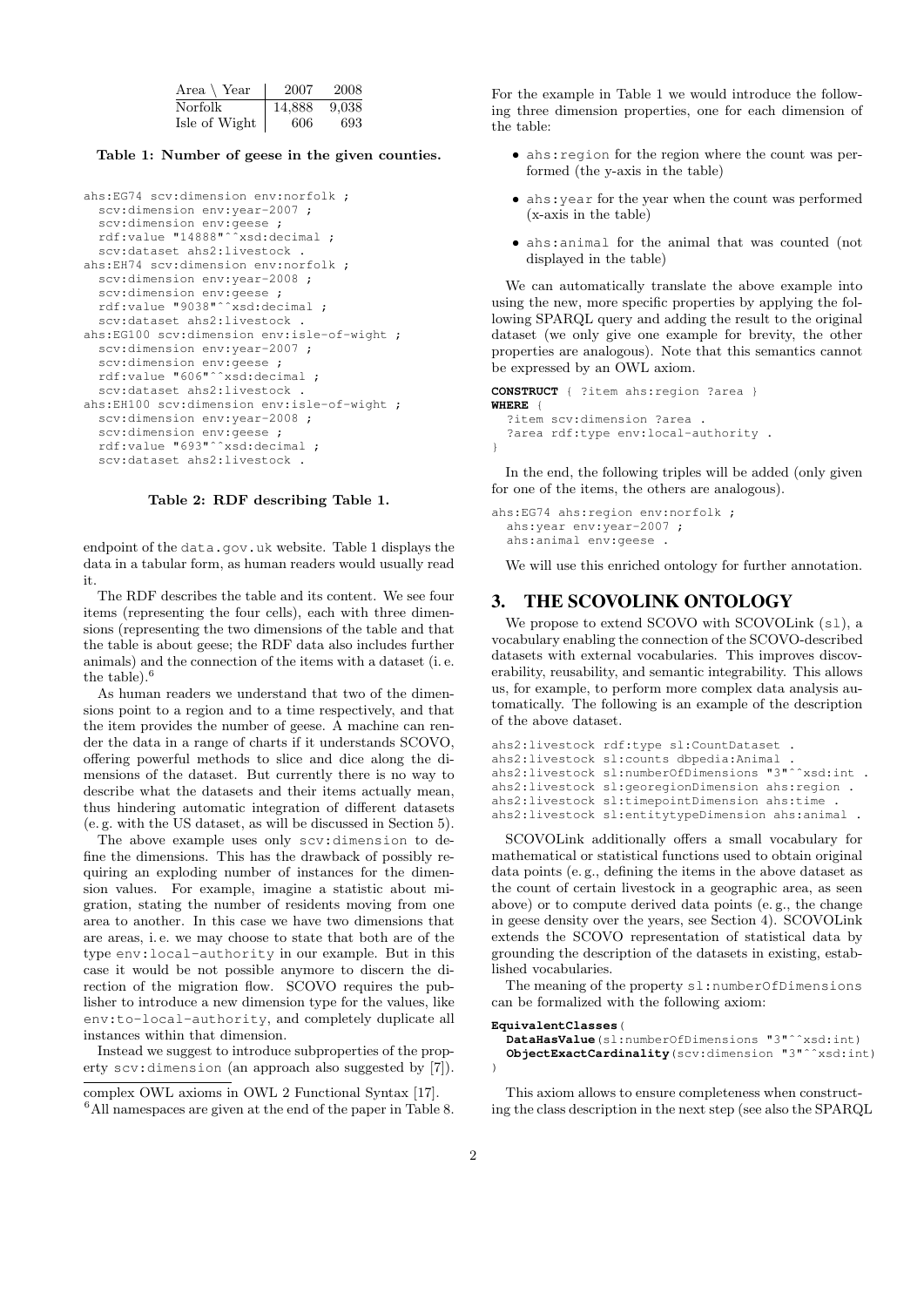| Area \ Year | 2007 | 2008 |
|---|---|---|
| Norfolk | 14,888 | 9,038 |
| Isle of Wight | 606 | 693 |

**Table 1: Number of geese in the given counties.**

```
ahs:EG74 scv:dimension env:norfolk ;
  scv:dimension env:year-2007 ;
  scv:dimension env:geese ;
  rdf:value "14888"^^xsd:decimal ;
  scv:dataset ahs2:livestock .
ahs:EH74 scv:dimension env:norfolk ;
  scv:dimension env:year-2008 ;
  scv:dimension env:geese ;
  rdf:value "9038"^^xsd:decimal ;
  scv:dataset ahs2:livestock .
ahs:EG100 scv:dimension env:isle-of-wight ;
  scv:dimension env:year-2007 ;
  scv:dimension env:geese ;
  rdf:value "606"^^xsd:decimal ;
  scv:dataset ahs2:livestock .
ahs:EH100 scv:dimension env:isle-of-wight ;
  scv:dimension env:year-2008 ;
  scv:dimension env:geese ;
  rdf:value "693"^^xsd:decimal ;
  scv:dataset ahs2:livestock .
```

**Table 2: RDF describing Table 1.**

endpoint of the data.gov.uk website. Table 1 displays the data in a tabular form, as human readers would usually read it.

The RDF describes the table and its content. We see four items (representing the four cells), each with three dimensions (representing the two dimensions of the table and that the table is about geese; the RDF data also includes further animals) and the connection of the items with a dataset (i. e. the table).[6]

As human readers we understand that two of the dimensions point to a region and to a time respectively, and that the item provides the number of geese. A machine can render the data in a range of charts if it understands SCOVO, offering powerful methods to slice and dice along the dimensions of the dataset. But currently there is no way to describe what the datasets and their items actually mean, thus hindering automatic integration of different datasets (e. g. with the US dataset, as will be discussed in Section 5).

The above example uses only scv:dimension to define the dimensions. This has the drawback of possibly requiring an exploding number of instances for the dimension values. For example, imagine a statistic about migration, stating the number of residents moving from one area to another. In this case we have two dimensions that are areas, i. e. we may choose to state that both are of the type env:local-authority in our example. But in this case it would be not possible anymore to discern the direction of the migration flow. SCOVO requires the publisher to introduce a new dimension type for the values, like env:to-local-authority, and completely duplicate all instances within that dimension.

Instead we suggest to introduce subproperties of the property scv:dimension (an approach also suggested by [7]).

complex OWL axioms in OWL 2 Functional Syntax [17].

[6] All namespaces are given at the end of the paper in Table 8.

For the example in Table 1 we would introduce the following three dimension properties, one for each dimension of the table:

- ahs:region for the region where the count was performed (the y-axis in the table)
- ahs:year for the year when the count was performed (x-axis in the table)
- ahs:animal for the animal that was counted (not displayed in the table)

We can automatically translate the above example into using the new, more specific properties by applying the following SPARQL query and adding the result to the original dataset (we only give one example for brevity, the other properties are analogous). Note that this semantics cannot be expressed by an OWL axiom.

```
CONSTRUCT { ?item ahs:region ?area }
WHERE {
  ?item scv:dimension ?area .
  ?area rdf:type env:local-authority .
}
```

In the end, the following triples will be added (only given for one of the items, the others are analogous).

```
ahs:EG74 ahs:region env:norfolk ;
  ahs:year env:year-2007 ;
  ahs:animal env:geese .
```

We will use this enriched ontology for further annotation.

## 3. THE SCOVOLINK ONTOLOGY

We propose to extend SCOVO with SCOVOLink (sl), a vocabulary enabling the connection of the SCOVO-described datasets with external vocabularies. This improves discoverability, reusability, and semantic integrability. This allows us, for example, to perform more complex data analysis automatically. The following is an example of the description of the above dataset.

```
ahs2:livestock rdf:type sl:CountDataset .
ahs2:livestock sl:counts dbpedia:Animal .
ahs2:livestock sl:numberOfDimensions "3"^^xsd:int .
ahs2:livestock sl:georegionDimension ahs:region .
ahs2:livestock sl:timepointDimension ahs:time .
ahs2:livestock sl:entitytypeDimension ahs:animal .
```

SCOVOLink additionally offers a small vocabulary for mathematical or statistical functions used to obtain original data points (e. g., defining the items in the above dataset as the count of certain livestock in a geographic area, as seen above) or to compute derived data points (e. g., the change in geese density over the years, see Section 4). SCOVOLink extends the SCOVO representation of statistical data by grounding the description of the datasets in existing, established vocabularies.

The meaning of the property sl:numberOfDimensions can be formalized with the following axiom:

```
EquivalentClasses(
  DataHasValue(sl:numberOfDimensions "3"^^xsd:int)
  ObjectExactCardinality(scv:dimension "3"^^xsd:int)
)
```

This axiom allows to ensure completeness when constructing the class description in the next step (see also the SPARQL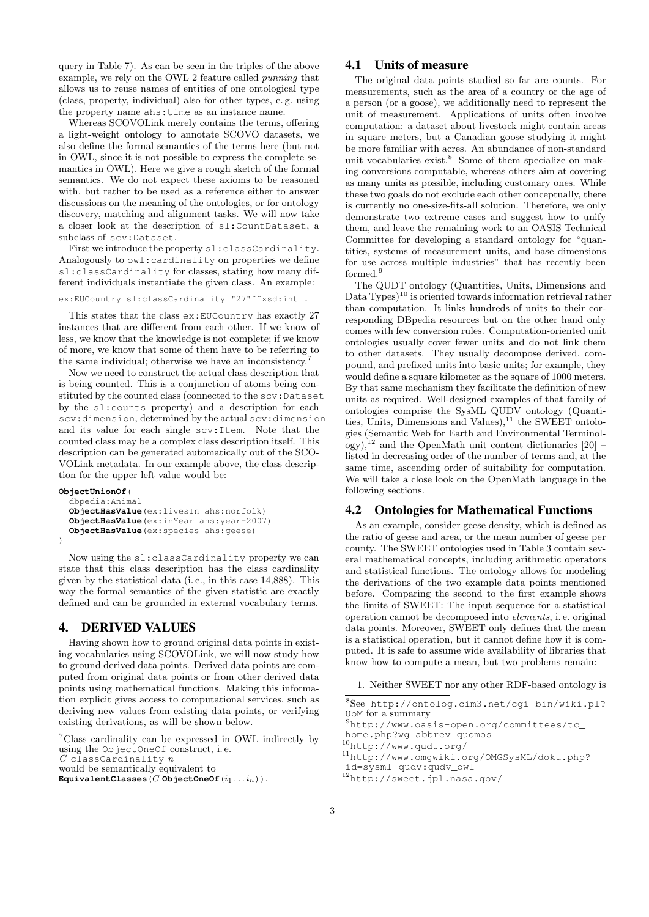query in Table 7). As can be seen in the triples of the above example, we rely on the OWL 2 feature called *punning* that allows us to reuse names of entities of one ontological type (class, property, individual) also for other types, e. g. using the property name `ahs:time` as an instance name.

Whereas SCOVOLink merely contains the terms, offering a light-weight ontology to annotate SCOVO datasets, we also define the formal semantics of the terms here (but not in OWL, since it is not possible to express the complete semantics in OWL). Here we give a rough sketch of the formal semantics. We do not expect these axioms to be reasoned with, but rather to be used as a reference either to answer discussions on the meaning of the ontologies, or for ontology discovery, matching and alignment tasks. We will now take a closer look at the description of `sl:CountDataset`, a subclass of `scv:Dataset`.

First we introduce the property `sl:classCardinality`. Analogously to `owl:cardinality` on properties we define `sl:classCardinality` for classes, stating how many different individuals instantiate the given class. An example:

```
ex:EUCountry sl:classCardinality "27"^^xsd:int .
```

This states that the class `ex:EUCountry` has exactly 27 instances that are different from each other. If we know of less, we know that the knowledge is not complete; if we know of more, we know that some of them have to be referring to the same individual; otherwise we have an inconsistency.[7]

Now we need to construct the actual class description that is being counted. This is a conjunction of atoms being constituted by the counted class (connected to the `scv:Dataset` by the `sl:counts` property) and a description for each `scv:dimension`, determined by the actual `scv:dimension` and its value for each single `scv:Item`. Note that the counted class may be a complex class description itself. This description can be generated automatically out of the SCOVOLink metadata. In our example above, the class description for the upper left value would be:

```
ObjectUnionOf(
  dbpedia:Animal
  ObjectHasValue(ex:livesIn ahs:norfolk)
  ObjectHasValue(ex:inYear ahs:year-2007)
  ObjectHasValue(ex:species ahs:geese)
)
```

Now using the `sl:classCardinality` property we can state that this class description has the class cardinality given by the statistical data (i. e., in this case 14,888). This way the formal semantics of the given statistic are exactly defined and can be grounded in external vocabulary terms.

## 4. DERIVED VALUES

Having shown how to ground original data points in existing vocabularies using SCOVOLink, we will now study how to ground derived data points. Derived data points are computed from original data points or from other derived data points using mathematical functions. Making this information explicit gives access to computational services, such as deriving new values from existing data points, or verifying existing derivations, as will be shown below.

### 4.1 Units of measure

The original data points studied so far are counts. For measurements, such as the area of a country or the age of a person (or a goose), we additionally need to represent the unit of measurement. Applications of units often involve computation: a dataset about livestock might contain areas in square meters, but a Canadian goose studying it might be more familiar with acres. An abundance of non-standard unit vocabularies exist.[8] Some of them specialize on making conversions computable, whereas others aim at covering as many units as possible, including customary ones. While these two goals do not exclude each other conceptually, there is currently no one-size-fits-all solution. Therefore, we only demonstrate two extreme cases and suggest how to unify them, and leave the remaining work to an OASIS Technical Committee for developing a standard ontology for "quantities, systems of measurement units, and base dimensions for use across multiple industries" that has recently been formed.[9]

The QUDT ontology (Quantities, Units, Dimensions and Data Types)[10] is oriented towards information retrieval rather than computation. It links hundreds of units to their corresponding DBpedia resources but on the other hand only comes with few conversion rules. Computation-oriented unit ontologies usually cover fewer units and do not link them to other datasets. They usually decompose derived, compound, and prefixed units into basic units; for example, they would define a square kilometer as the square of 1000 meters. By that same mechanism they facilitate the definition of new units as required. Well-designed examples of that family of ontologies comprise the SysML QUDV ontology (Quantities, Units, Dimensions and Values),[11] the SWEET ontologies (Semantic Web for Earth and Environmental Terminology),[12] and the OpenMath unit content dictionaries [20] – listed in decreasing order of the number of terms and, at the same time, ascending order of suitability for computation. We will take a close look on the OpenMath language in the following sections.

### 4.2 Ontologies for Mathematical Functions

As an example, consider geese density, which is defined as the ratio of geese and area, or the mean number of geese per county. The SWEET ontologies used in Table 3 contain several mathematical concepts, including arithmetic operators and statistical functions. The ontology allows for modeling the derivations of the two example data points mentioned before. Comparing the second to the first example shows the limits of SWEET: The input sequence for a statistical operation cannot be decomposed into *elements*, i. e. original data points. Moreover, SWEET only defines that the mean is a statistical operation, but it cannot define how it is computed. It is safe to assume wide availability of libraries that know how to compute a mean, but two problems remain:

1. Neither SWEET nor any other RDF-based ontology is

---

[7] Class cardinality can be expressed in OWL indirectly by using the `ObjectOneOf` construct, i. e.
$C$ `classCardinality` $n$
would be semantically equivalent to
**EquivalentClasses**($C$ **ObjectOneOf**($i_1 \dots i_n$)).

[8] See http://ontolog.cim3.net/cgi-bin/wiki.pl?UoM for a summary

[9] http://www.oasis-open.org/committees/tc_home.php?wg_abbrev=quomos

[10] http://www.qudt.org/

[11] http://www.omgwiki.org/OMGSysML/doku.php?id=sysml-qudv:qudv_owl

[12] http://sweet.jpl.nasa.gov/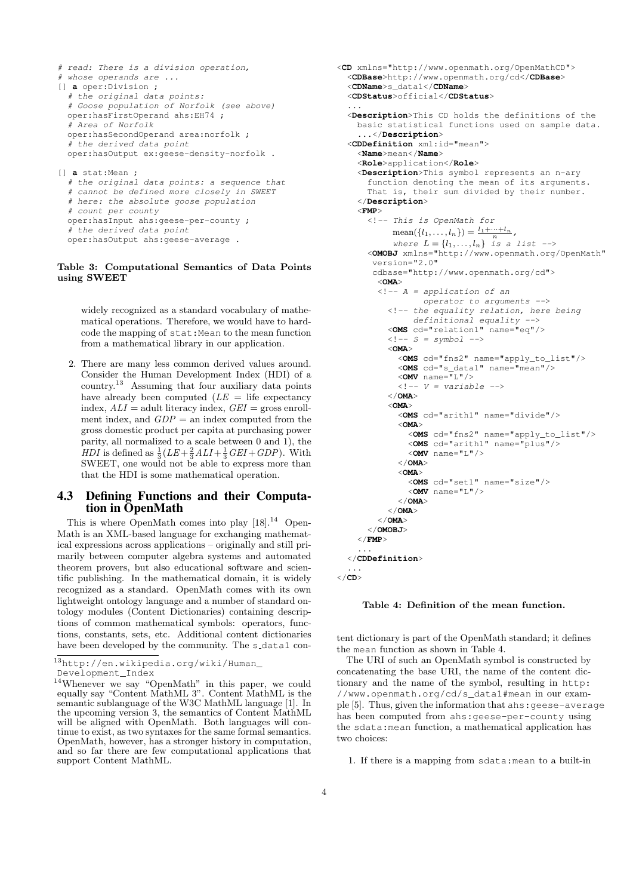```
# read: There is a division operation,
# whose operands are ...
[] a oper:Division ;
  # the original data points:
  # Goose population of Norfolk (see above)
  oper:hasFirstOperand ahs:EH74 ;
  # Area of Norfolk
  oper:hasSecondOperand area:norfolk ;
  # the derived data point
  oper:hasOutput ex:geese-density-norfolk .

[] a stat:Mean ;
  # the original data points: a sequence that
  # cannot be defined more closely in SWEET
  # here: the absolute goose population
  # count per county
  oper:hasInput ahs:geese-per-county ;
  # the derived data point
  oper:hasOutput ahs:geese-average .
```

**Table 3: Computational Semantics of Data Points using SWEET**

widely recognized as a standard vocabulary of mathematical operations. Therefore, we would have to hard-code the mapping of `stat:Mean` to the mean function from a mathematical library in our application.

2. There are many less common derived values around. Consider the Human Development Index (HDI) of a country.[13] Assuming that four auxiliary data points have already been computed ($LE$ = life expectancy index, $ALI$ = adult literacy index, $GEI$ = gross enrollment index, and $GDP$ = an index computed from the gross domestic product per capita at purchasing power parity, all normalized to a scale between 0 and 1), the $HDI$ is defined as $\frac{1}{3}(LE+\frac{2}{3}ALI+\frac{1}{3}GEI+GDP)$. With SWEET, one would not be able to express more than that the HDI is some mathematical operation.

## 4.3 Defining Functions and their Computation in OpenMath

This is where OpenMath comes into play [18].[14] OpenMath is an XML-based language for exchanging mathematical expressions across applications – originally and still primarily between computer algebra systems and automated theorem provers, but also educational software and scientific publishing. In the mathematical domain, it is widely recognized as a standard. OpenMath comes with its own lightweight ontology language and a number of standard ontology modules (Content Dictionaries) containing descriptions of common mathematical symbols: operators, functions, constants, sets, etc. Additional content dictionaries have been developed by the community. The s_data1 content dictionary is part of the OpenMath standard; it defines the `mean` function as shown in Table 4.

```
<CD xmlns="http://www.openmath.org/OpenMathCD">
  <CDBase>http://www.openmath.org/cd</CDBase>
  <CDName>s_data1</CDName>
  <CDStatus>official</CDStatus>
  ...
  <Description>This CD holds the definitions of the
    basic statistical functions used on sample data.
    ...</Description>
  <CDDefinition xml:id="mean">
    <Name>mean</Name>
    <Role>application</Role>
    <Description>This symbol represents an n-ary
      function denoting the mean of its arguments.
      That is, their sum divided by their number.
    </Description>
    <FMP>
      <!-- This is OpenMath for
           mean({l_1,...,l_n}) = (l_1+...+l_n)/n,
           where L = {l_1,...,l_n} is a list -->
      <OMOBJ xmlns="http://www.openmath.org/OpenMath"
       version="2.0"
       cdbase="http://www.openmath.org/cd">
        <OMA>
        <!-- A = application of an
                 operator to arguments -->
          <!-- the equality relation, here being
               definitional equality -->
          <OMS cd="relation1" name="eq"/>
          <!-- S = symbol -->
          <OMA>
            <OMS cd="fns2" name="apply_to_list"/>
            <OMS cd="s_data1" name="mean"/>
            <OMV name="L"/>
            <!-- V = variable -->
          </OMA>
          <OMA>
            <OMS cd="arith1" name="divide"/>
            <OMA>
              <OMS cd="fns2" name="apply_to_list"/>
              <OMS cd="arith1" name="plus"/>
              <OMV name="L"/>
            </OMA>
            <OMA>
              <OMS cd="set1" name="size"/>
              <OMV name="L"/>
            </OMA>
          </OMA>
        </OMA>
      </OMOBJ>
    </FMP>
    ...
  </CDDefinition>
  ...
</CD>
```

**Table 4: Definition of the mean function.**

The URI of such an OpenMath symbol is constructed by concatenating the base URI, the name of the content dictionary and the name of the symbol, resulting in `http://www.openmath.org/cd/s_data1#mean` in our example [5]. Thus, given the information that `ahs:geese-average` has been computed from `ahs:geese-per-county` using the `sdata:mean` function, a mathematical application has two choices:

1. If there is a mapping from `sdata:mean` to a built-in

[13] http://en.wikipedia.org/wiki/Human_Development_Index

[14] Whenever we say "OpenMath" in this paper, we could equally say "Content MathML 3". Content MathML is the semantic sublanguage of the W3C MathML language [1]. In the upcoming version 3, the semantics of Content MathML will be aligned with OpenMath. Both languages will continue to exist, as two syntaxes for the same formal semantics. OpenMath, however, has a stronger history in computation, and so far there are few computational applications that support Content MathML.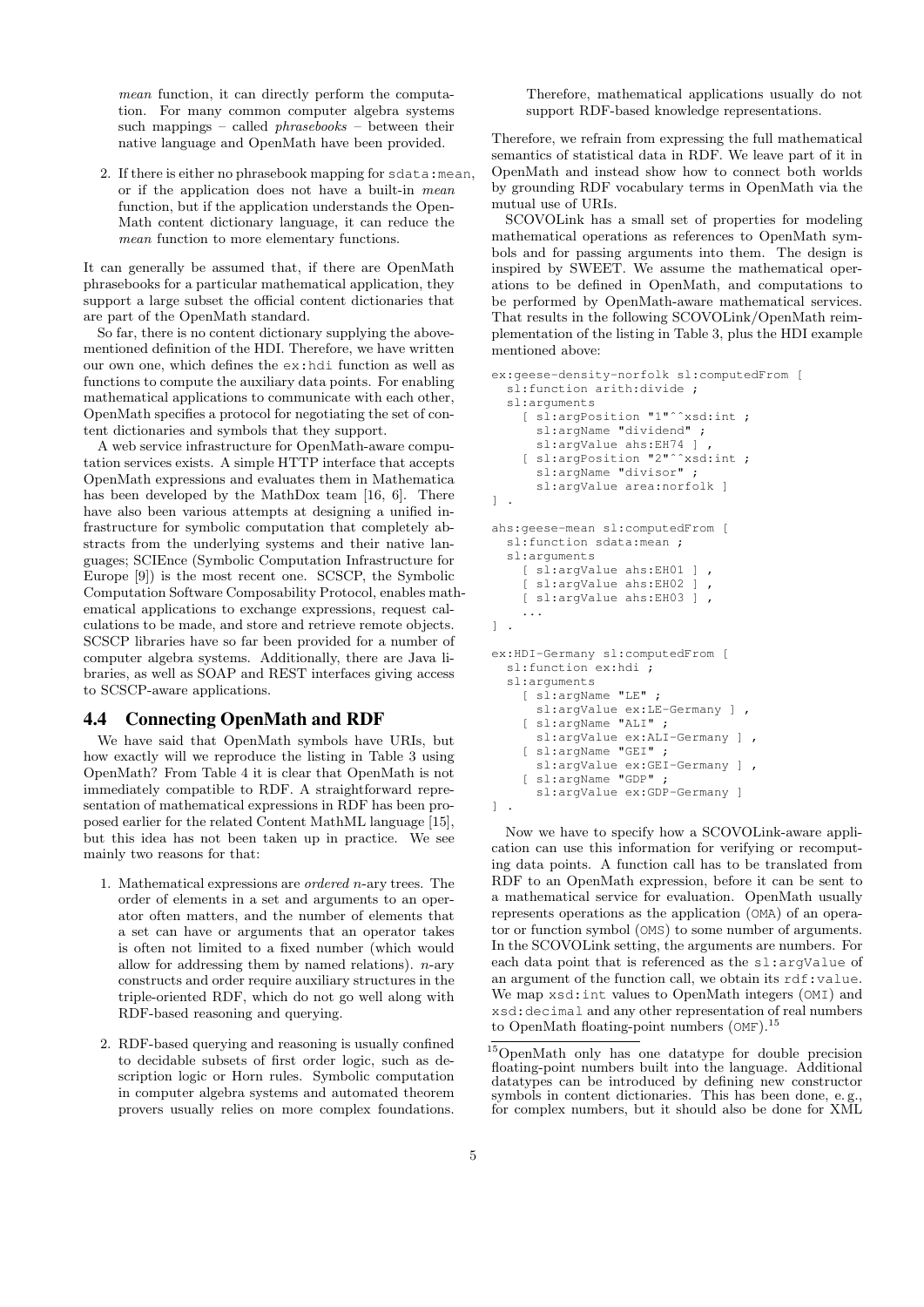*mean* function, it can directly perform the computation. For many common computer algebra systems such mappings – called *phrasebooks* – between their native language and OpenMath have been provided.

2. If there is either no phrasebook mapping for `sdata:mean`, or if the application does not have a built-in *mean* function, but if the application understands the OpenMath content dictionary language, it can reduce the *mean* function to more elementary functions.

It can generally be assumed that, if there are OpenMath phrasebooks for a particular mathematical application, they support a large subset the official content dictionaries that are part of the OpenMath standard.

So far, there is no content dictionary supplying the above-mentioned definition of the HDI. Therefore, we have written our own one, which defines the `ex:hdi` function as well as functions to compute the auxiliary data points. For enabling mathematical applications to communicate with each other, OpenMath specifies a protocol for negotiating the set of content dictionaries and symbols that they support.

A web service infrastructure for OpenMath-aware computation services exists. A simple HTTP interface that accepts OpenMath expressions and evaluates them in Mathematica has been developed by the MathDox team [16, 6]. There have also been various attempts at designing a unified infrastructure for symbolic computation that completely abstracts from the underlying systems and their native languages; SCIEnce (Symbolic Computation Infrastructure for Europe [9]) is the most recent one. SCSCP, the Symbolic Computation Software Composability Protocol, enables mathematical applications to exchange expressions, request calculations to be made, and store and retrieve remote objects. SCSCP libraries have so far been provided for a number of computer algebra systems. Additionally, there are Java libraries, as well as SOAP and REST interfaces giving access to SCSCP-aware applications.

## 4.4 Connecting OpenMath and RDF

We have said that OpenMath symbols have URIs, but how exactly will we reproduce the listing in Table 3 using OpenMath? From Table 4 it is clear that OpenMath is not immediately compatible to RDF. A straightforward representation of mathematical expressions in RDF has been proposed earlier for the related Content MathML language [15], but this idea has not been taken up in practice. We see mainly two reasons for that:

1. Mathematical expressions are *ordered* $n$-ary trees. The order of elements in a set and arguments to an operator often matters, and the number of elements that a set can have or arguments that an operator takes is often not limited to a fixed number (which would allow for addressing them by named relations). $n$-ary constructs and order require auxiliary structures in the triple-oriented RDF, which do not go well along with RDF-based reasoning and querying.

2. RDF-based querying and reasoning is usually confined to decidable subsets of first order logic, such as description logic or Horn rules. Symbolic computation in computer algebra systems and automated theorem provers usually relies on more complex foundations. Therefore, mathematical applications usually do not support RDF-based knowledge representations.

Therefore, we refrain from expressing the full mathematical semantics of statistical data in RDF. We leave part of it in OpenMath and instead show how to connect both worlds by grounding RDF vocabulary terms in OpenMath via the mutual use of URIs.

SCOVOLink has a small set of properties for modeling mathematical operations as references to OpenMath symbols and for passing arguments into them. The design is inspired by SWEET. We assume the mathematical operations to be defined in OpenMath, and computations to be performed by OpenMath-aware mathematical services. That results in the following SCOVOLink/OpenMath reimplementation of the listing in Table 3, plus the HDI example mentioned above:

```
ex:geese-density-norfolk sl:computedFrom [
  sl:function arith:divide ;
  sl:arguments
    [ sl:argPosition "1"^^xsd:int ;
      sl:argName "dividend" ;
      sl:argValue ahs:EH74 ] ,
    [ sl:argPosition "2"^^xsd:int ;
      sl:argName "divisor" ;
      sl:argValue area:norfolk ]
] .

ahs:geese-mean sl:computedFrom [
  sl:function sdata:mean ;
  sl:arguments
    [ sl:argValue ahs:EH01 ] ,
    [ sl:argValue ahs:EH02 ] ,
    [ sl:argValue ahs:EH03 ] ,
    ...
] .

ex:HDI-Germany sl:computedFrom [
  sl:function ex:hdi ;
  sl:arguments
    [ sl:argName "LE" ;
      sl:argValue ex:LE-Germany ] ,
    [ sl:argName "ALI" ;
      sl:argValue ex:ALI-Germany ] ,
    [ sl:argName "GEI" ;
      sl:argValue ex:GEI-Germany ] ,
    [ sl:argName "GDP" ;
      sl:argValue ex:GDP-Germany ]
] .
```

Now we have to specify how a SCOVOLink-aware application can use this information for verifying or recomputing data points. A function call has to be translated from RDF to an OpenMath expression, before it can be sent to a mathematical service for evaluation. OpenMath usually represents operations as the application (`OMA`) of an operator or function symbol (`OMS`) to some number of arguments. In the SCOVOLink setting, the arguments are numbers. For each data point that is referenced as the `sl:argValue` of an argument of the function call, we obtain its `rdf:value`. We map `xsd:int` values to OpenMath integers (`OMI`) and `xsd:decimal` and any other representation of real numbers to OpenMath floating-point numbers (`OMF`).[15]

[15] OpenMath only has one datatype for double precision floating-point numbers built into the language. Additional datatypes can be introduced by defining new constructor symbols in content dictionaries. This has been done, e. g., for complex numbers, but it should also be done for XML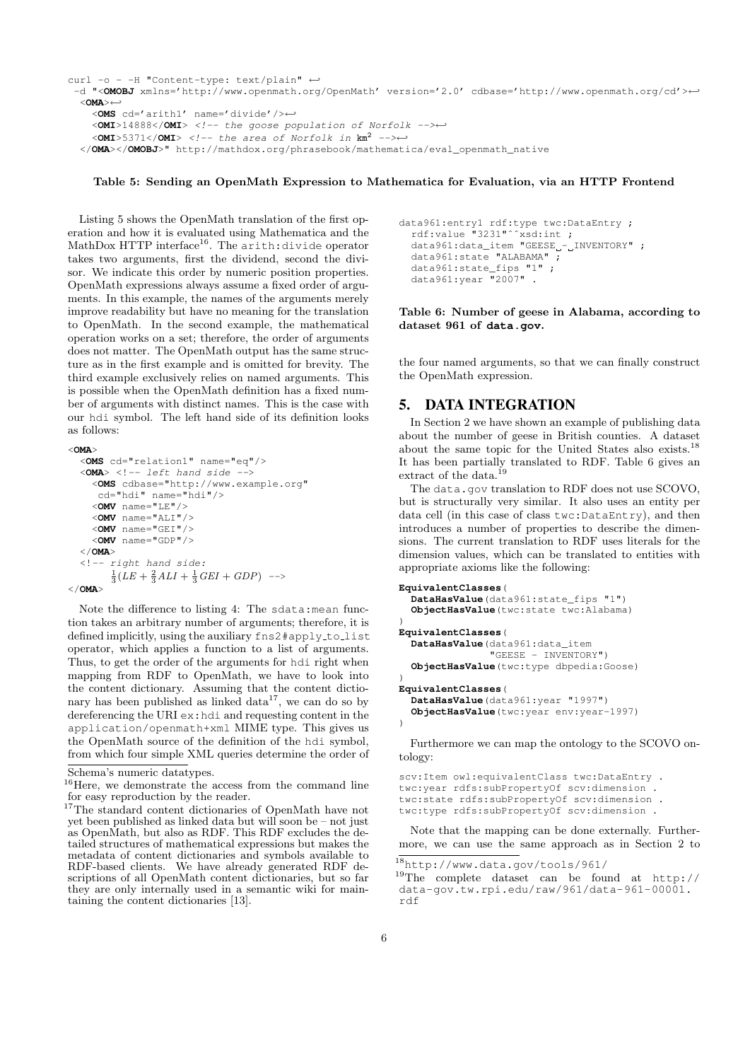```
curl -o - -H "Content-type: text/plain" ↩
 -d "<OMOBJ xmlns='http://www.openmath.org/OpenMath' version='2.0' cdbase='http://www.openmath.org/cd'>↩
  <OMA>↩
    <OMS cd='arith1' name='divide'/>↩
    <OMI>14888</OMI> <!-- the goose population of Norfolk -->↩
    <OMI>5371</OMI> <!-- the area of Norfolk in km² -->↩
  </OMA></OMOBJ>" http://mathdox.org/phrasebook/mathematica/eval_openmath_native
```

**Table 5: Sending an OpenMath Expression to Mathematica for Evaluation, via an HTTP Frontend**

Listing 5 shows the OpenMath translation of the first operation and how it is evaluated using Mathematica and the MathDox HTTP interface[16]. The `arith:divide` operator takes two arguments, first the dividend, second the divisor. We indicate this order by numeric position properties. OpenMath expressions always assume a fixed order of arguments. In this example, the names of the arguments merely improve readability but have no meaning for the translation to OpenMath. In the second example, the mathematical operation works on a set; therefore, the order of arguments does not matter. The OpenMath output has the same structure as in the first example and is omitted for brevity. The third example exclusively relies on named arguments. This is possible when the OpenMath definition has a fixed number of arguments with distinct names. This is the case with our `hdi` symbol. The left hand side of its definition looks as follows:

```
<OMA>
  <OMS cd="relation1" name="eq"/>
  <OMA> <!-- left hand side -->
    <OMS cdbase="http://www.example.org"
     cd="hdi" name="hdi"/>
    <OMV name="LE"/>
    <OMV name="ALI"/>
    <OMV name="GEI"/>
    <OMV name="GDP"/>
  </OMA>
  <!-- right hand side:
       1/3(LE + 2/3 ALI + 1/3 GEI + GDP) -->
</OMA>
```

Note the difference to listing 4: The `sdata:mean` function takes an arbitrary number of arguments; therefore, it is defined implicitly, using the auxiliary `fns2#apply_to_list` operator, which applies a function to a list of arguments. Thus, to get the order of the arguments for `hdi` right when mapping from RDF to OpenMath, we have to look into the content dictionary. Assuming that the content dictionary has been published as linked data[17], we can do so by dereferencing the URI `ex:hdi` and requesting content in the `application/openmath+xml` MIME type. This gives us the OpenMath source of the definition of the `hdi` symbol, from which four simple XML queries determine the order of the four named arguments, so that we can finally construct the OpenMath expression.

```
data961:entry1 rdf:type twc:DataEntry ;
  rdf:value "3231"^^xsd:int ;
  data961:data_item "GEESE - INVENTORY" ;
  data961:state "ALABAMA" ;
  data961:state_fips "1" ;
  data961:year "2007" .
```

**Table 6: Number of geese in Alabama, according to dataset 961 of `data.gov`.**

## 5. DATA INTEGRATION

In Section 2 we have shown an example of publishing data about the number of geese in British counties. A dataset about the same topic for the United States also exists.[18] It has been partially translated to RDF. Table 6 gives an extract of the data.[19]

The `data.gov` translation to RDF does not use SCOVO, but is structurally very similar. It also uses an entity per data cell (in this case of class `twc:DataEntry`), and then introduces a number of properties to describe the dimensions. The current translation to RDF uses literals for the dimension values, which can be translated to entities with appropriate axioms like the following:

```
EquivalentClasses(
  DataHasValue(data961:state_fips "1")
  ObjectHasValue(twc:state twc:Alabama)
)
EquivalentClasses(
  DataHasValue(data961:data_item
              "GEESE - INVENTORY")
  ObjectHasValue(twc:type dbpedia:Goose)
)
EquivalentClasses(
  DataHasValue(data961:year "1997")
  ObjectHasValue(twc:year env:year-1997)
)
```

Furthermore we can map the ontology to the SCOVO ontology:

```
scv:Item owl:equivalentClass twc:DataEntry .
twc:year rdfs:subPropertyOf scv:dimension .
twc:state rdfs:subPropertyOf scv:dimension .
twc:type rdfs:subPropertyOf scv:dimension .
```

Note that the mapping can be done externally. Furthermore, we can use the same approach as in Section 2 to

---

Schema's numeric datatypes.

[16] Here, we demonstrate the access from the command line for easy reproduction by the reader.

[17] The standard content dictionaries of OpenMath have not yet been published as linked data but will soon be – not just as OpenMath, but also as RDF. This RDF excludes the detailed structures of mathematical expressions but makes the metadata of content dictionaries and symbols available to RDF-based clients. We have already generated RDF descriptions of all OpenMath content dictionaries, but so far they are only internally used in a semantic wiki for maintaining the content dictionaries [13].

[18] http://www.data.gov/tools/961/

[19] The complete dataset can be found at http://data-gov.tw.rpi.edu/raw/961/data-961-00001.rdf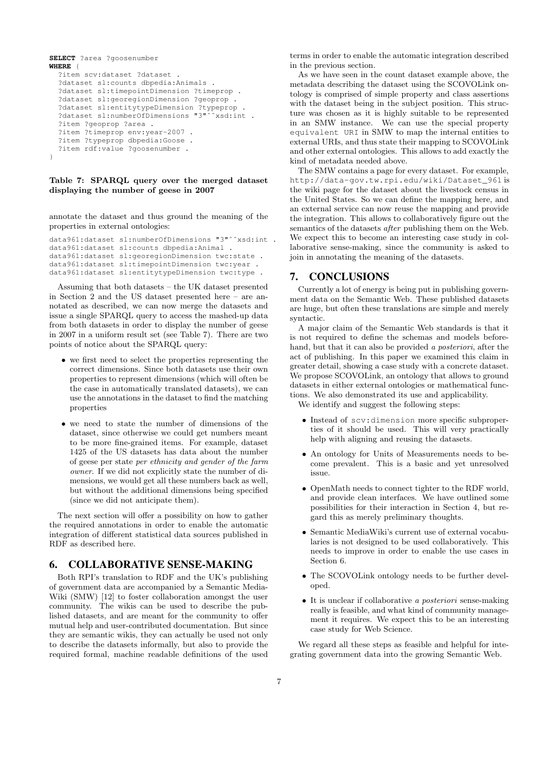```
SELECT ?area ?goosenumber
WHERE {
  ?item scv:dataset ?dataset .
  ?dataset sl:counts dbpedia:Animals .
  ?dataset sl:timepointDimension ?timeprop .
  ?dataset sl:georegionDimension ?geoprop .
  ?dataset sl:entitytypeDimension ?typeprop .
  ?dataset sl:numberOfDimensions "3"^^xsd:int .
  ?item ?geoprop ?area .
  ?item ?timeprop env:year-2007 .
  ?item ?typeprop dbpedia:Goose .
  ?item rdf:value ?goosenumber .
}
```

**Table 7: SPARQL query over the merged dataset displaying the number of geese in 2007**

annotate the dataset and thus ground the meaning of the properties in external ontologies:

```
data961:dataset sl:numberOfDimensions "3"^^xsd:int .
data961:dataset sl:counts dbpedia:Animal .
data961:dataset sl:georegionDimension twc:state .
data961:dataset sl:timepointDimension twc:year .
data961:dataset sl:entitytypeDimension twc:type .
```

Assuming that both datasets – the UK dataset presented in Section 2 and the US dataset presented here – are annotated as described, we can now merge the datasets and issue a single SPARQL query to access the mashed-up data from both datasets in order to display the number of geese in 2007 in a uniform result set (see Table 7). There are two points of notice about the SPARQL query:

- we first need to select the properties representing the correct dimensions. Since both datasets use their own properties to represent dimensions (which will often be the case in automatically translated datasets), we can use the annotations in the dataset to find the matching properties
- we need to state the number of dimensions of the dataset, since otherwise we could get numbers meant to be more fine-grained items. For example, dataset 1425 of the US datasets has data about the number of geese per state *per ethnicity and gender of the farm owner*. If we did not explicitly state the number of dimensions, we would get all these numbers back as well, but without the additional dimensions being specified (since we did not anticipate them).

The next section will offer a possibility on how to gather the required annotations in order to enable the automatic integration of different statistical data sources published in RDF as described here.

## 6. COLLABORATIVE SENSE-MAKING

Both RPI's translation to RDF and the UK's publishing of government data are accompanied by a Semantic MediaWiki (SMW) [12] to foster collaboration amongst the user community. The wikis can be used to describe the published datasets, and are meant for the community to offer mutual help and user-contributed documentation. But since they are semantic wikis, they can actually be used not only to describe the datasets informally, but also to provide the required formal, machine readable definitions of the used terms in order to enable the automatic integration described in the previous section.

As we have seen in the count dataset example above, the metadata describing the dataset using the SCOVOLink ontology is comprised of simple property and class assertions with the dataset being in the subject position. This structure was chosen as it is highly suitable to be represented in an SMW instance. We can use the special property `equivalent URI` in SMW to map the internal entities to external URIs, and thus state their mapping to SCOVOLink and other external ontologies. This allows to add exactly the kind of metadata needed above.

The SMW contains a page for every dataset. For example, `http://data-gov.tw.rpi.edu/wiki/Dataset_961` is the wiki page for the dataset about the livestock census in the United States. So we can define the mapping here, and an external service can now reuse the mapping and provide the integration. This allows to collaboratively figure out the semantics of the datasets *after* publishing them on the Web. We expect this to become an interesting case study in collaborative sense-making, since the community is asked to join in annotating the meaning of the datasets.

## 7. CONCLUSIONS

Currently a lot of energy is being put in publishing government data on the Semantic Web. These published datasets are huge, but often these translations are simple and merely syntactic.

A major claim of the Semantic Web standards is that it is not required to define the schemas and models beforehand, but that it can also be provided *a posteriori*, after the act of publishing. In this paper we examined this claim in greater detail, showing a case study with a concrete dataset. We propose SCOVOLink, an ontology that allows to ground datasets in either external ontologies or mathematical functions. We also demonstrated its use and applicability.

We identify and suggest the following steps:

- Instead of `scv:dimension` more specific subproperties of it should be used. This will very practically help with aligning and reusing the datasets.
- An ontology for Units of Measurements needs to become prevalent. This is a basic and yet unresolved issue.
- OpenMath needs to connect tighter to the RDF world, and provide clean interfaces. We have outlined some possibilities for their interaction in Section 4, but regard this as merely preliminary thoughts.
- Semantic MediaWiki's current use of external vocabularies is not designed to be used collaboratively. This needs to improve in order to enable the use cases in Section 6.
- The SCOVOLink ontology needs to be further developed.
- It is unclear if collaborative *a posteriori* sense-making really is feasible, and what kind of community management it requires. We expect this to be an interesting case study for Web Science.

We regard all these steps as feasible and helpful for integrating government data into the growing Semantic Web.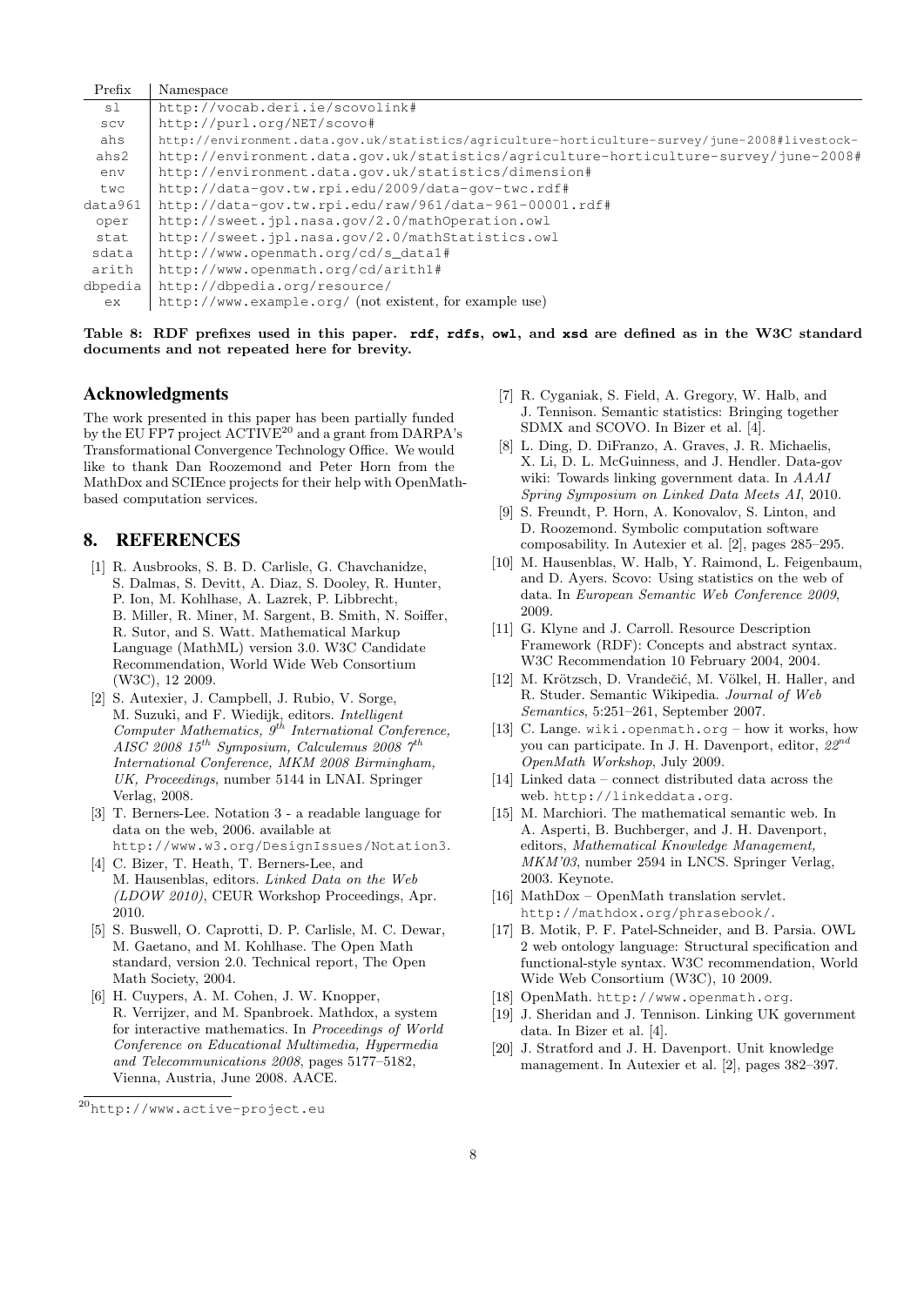| Prefix | Namespace |
|---|---|
| sl | http://vocab.deri.ie/scovolink# |
| scv | http://purl.org/NET/scovo# |
| ahs | http://environment.data.gov.uk/statistics/agriculture-horticulture-survey/june-2008#livestock- |
| ahs2 | http://environment.data.gov.uk/statistics/agriculture-horticulture-survey/june-2008# |
| env | http://environment.data.gov.uk/statistics/dimension# |
| twc | http://data-gov.tw.rpi.edu/2009/data-gov-twc.rdf# |
| data961 | http://data-gov.tw.rpi.edu/raw/961/data-961-00001.rdf# |
| oper | http://sweet.jpl.nasa.gov/2.0/mathOperation.owl |
| stat | http://sweet.jpl.nasa.gov/2.0/mathStatistics.owl |
| sdata | http://www.openmath.org/cd/s_data1# |
| arith | http://www.openmath.org/cd/arith1# |
| dbpedia | http://dbpedia.org/resource/ |
| ex | http://www.example.org/ (not existent, for example use) |

**Table 8: RDF prefixes used in this paper. rdf, rdfs, owl, and xsd are defined as in the W3C standard documents and not repeated here for brevity.**

## Acknowledgments

The work presented in this paper has been partially funded by the EU FP7 project ACTIVE[20] and a grant from DARPA's Transformational Convergence Technology Office. We would like to thank Dan Roozemond and Peter Horn from the MathDox and SCIEnce projects for their help with OpenMath-based computation services.

## 8. REFERENCES

[1] R. Ausbrooks, S. B. D. Carlisle, G. Chavchanidze, S. Dalmas, S. Devitt, A. Diaz, S. Dooley, R. Hunter, P. Ion, M. Kohlhase, A. Lazrek, P. Libbrecht, B. Miller, R. Miner, M. Sargent, B. Smith, N. Soiffer, R. Sutor, and S. Watt. Mathematical Markup Language (MathML) version 3.0. W3C Candidate Recommendation, World Wide Web Consortium (W3C), 12 2009.

[2] S. Autexier, J. Campbell, J. Rubio, V. Sorge, M. Suzuki, and F. Wiedijk, editors. *Intelligent Computer Mathematics, 9th International Conference, AISC 2008 15th Symposium, Calculemus 2008 7th International Conference, MKM 2008 Birmingham, UK, Proceedings*, number 5144 in LNAI. Springer Verlag, 2008.

[3] T. Berners-Lee. Notation 3 - a readable language for data on the web, 2006. available at http://www.w3.org/DesignIssues/Notation3.

[4] C. Bizer, T. Heath, T. Berners-Lee, and M. Hausenblas, editors. *Linked Data on the Web (LDOW 2010)*, CEUR Workshop Proceedings, Apr. 2010.

[5] S. Buswell, O. Caprotti, D. P. Carlisle, M. C. Dewar, M. Gaetano, and M. Kohlhase. The Open Math standard, version 2.0. Technical report, The Open Math Society, 2004.

[6] H. Cuypers, A. M. Cohen, J. W. Knopper, R. Verrijzer, and M. Spanbroek. Mathdox, a system for interactive mathematics. In *Proceedings of World Conference on Educational Multimedia, Hypermedia and Telecommunications 2008*, pages 5177–5182, Vienna, Austria, June 2008. AACE.

[7] R. Cyganiak, S. Field, A. Gregory, W. Halb, and J. Tennison. Semantic statistics: Bringing together SDMX and SCOVO. In Bizer et al. [4].

[8] L. Ding, D. DiFranzo, A. Graves, J. R. Michaelis, X. Li, D. L. McGuinness, and J. Hendler. Data-gov wiki: Towards linking government data. In *AAAI Spring Symposium on Linked Data Meets AI*, 2010.

[9] S. Freundt, P. Horn, A. Konovalov, S. Linton, and D. Roozemond. Symbolic computation software composability. In Autexier et al. [2], pages 285–295.

[10] M. Hausenblas, W. Halb, Y. Raimond, L. Feigenbaum, and D. Ayers. Scovo: Using statistics on the web of data. In *European Semantic Web Conference 2009*, 2009.

[11] G. Klyne and J. Carroll. Resource Description Framework (RDF): Concepts and abstract syntax. W3C Recommendation 10 February 2004, 2004.

[12] M. Krötzsch, D. Vrandečić, M. Völkel, H. Haller, and R. Studer. Semantic Wikipedia. *Journal of Web Semantics*, 5:251–261, September 2007.

[13] C. Lange. wiki.openmath.org – how it works, how you can participate. In J. H. Davenport, editor, *22nd OpenMath Workshop*, July 2009.

[14] Linked data – connect distributed data across the web. http://linkeddata.org.

[15] M. Marchiori. The mathematical semantic web. In A. Asperti, B. Buchberger, and J. H. Davenport, editors, *Mathematical Knowledge Management, MKM'03*, number 2594 in LNCS. Springer Verlag, 2003. Keynote.

[16] MathDox – OpenMath translation servlet. http://mathdox.org/phrasebook/.

[17] B. Motik, P. F. Patel-Schneider, and B. Parsia. OWL 2 web ontology language: Structural specification and functional-style syntax. W3C recommendation, World Wide Web Consortium (W3C), 10 2009.

[18] OpenMath. http://www.openmath.org.

[19] J. Sheridan and J. Tennison. Linking UK government data. In Bizer et al. [4].

[20] J. Stratford and J. H. Davenport. Unit knowledge management. In Autexier et al. [2], pages 382–397.

[20] http://www.active-project.eu